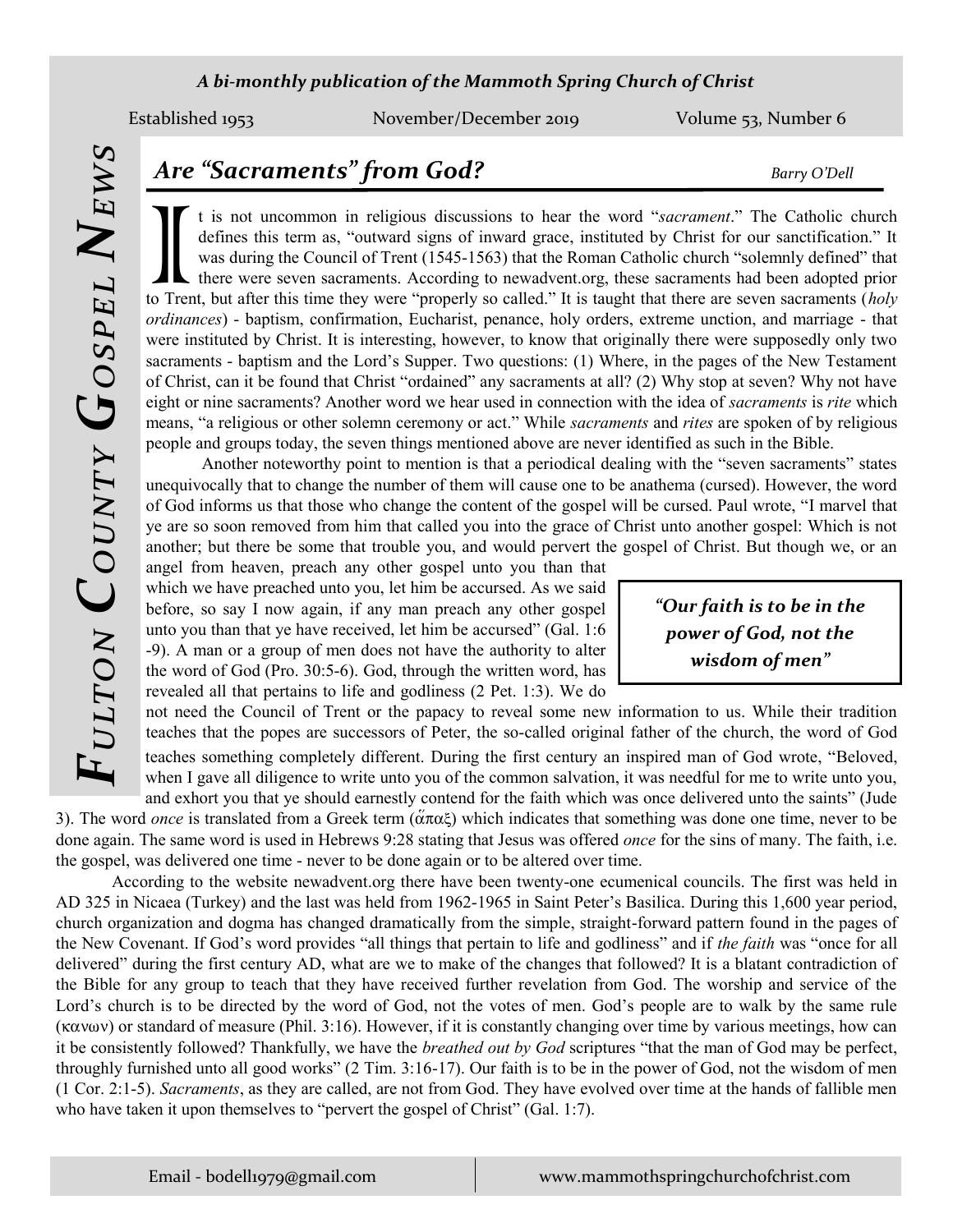# Fulton County Gospel News

*A bi-monthly publication of the Mammoth Spring Church of Christ*

Established 1953 | November/December 2019 | Volume 53, Number 6

## *Are "Sacraments" from God?*

*Barry O'Dell*

It is not uncommon in religious discussions to hear the word "*sacrament*." The Catholic church defines this term as, "outward signs of inward grace, instituted by Christ for our sanctification." It was during the Council of Trent (1545-1563) that the Roman Catholic church "solemnly defined" that there were seven sacraments. According to newadvent.org, these sacraments had been adopted prior to Trent, but after this time they were "properly so called." It is taught that there are seven sacraments (*holy ordinances*) - baptism, confirmation, Eucharist, penance, holy orders, extreme unction, and marriage - that were instituted by Christ. It is interesting, however, to know that originally there were supposedly only two sacraments - baptism and the Lord's Supper. Two questions: (1) Where, in the pages of the New Testament of Christ, can it be found that Christ "ordained" any sacraments at all? (2) Why stop at seven? Why not have eight or nine sacraments? Another word we hear used in connection with the idea of *sacraments* is *rite* which means, "a religious or other solemn ceremony or act." While *sacraments* and *rites* are spoken of by religious people and groups today, the seven things mentioned above are never identified as such in the Bible.

Another noteworthy point to mention is that a periodical dealing with the "seven sacraments" states unequivocally that to change the number of them will cause one to be anathema (cursed). However, the word of God informs us that those who change the content of the gospel will be cursed. Paul wrote, "I marvel that ye are so soon removed from him that called you into the grace of Christ unto another gospel: Which is not another; but there be some that trouble you, and would pervert the gospel of Christ. But though we, or an angel from heaven, preach any other gospel unto you than that which we have preached unto you, let him be accursed. As we said before, so say I now again, if any man preach any other gospel unto you than that ye have received, let him be accursed" (Gal. 1:6-9). A man or a group of men does not have the authority to alter the word of God (Pro. 30:5-6). God, through the written word, has revealed all that pertains to life and godliness (2 Pet. 1:3). We do not need the Council of Trent or the papacy to reveal some new information to us. While their tradition teaches that the popes are successors of Peter, the so-called original father of the church, the word of God teaches something completely different. During the first century an inspired man of God wrote, "Beloved, when I gave all diligence to write unto you of the common salvation, it was needful for me to write unto you, and exhort you that ye should earnestly contend for the faith which was once delivered unto the saints" (Jude 3). The word *once* is translated from a Greek term (ἅπαξ) which indicates that something was done one time, never to be done again. The same word is used in Hebrews 9:28 stating that Jesus was offered *once* for the sins of many. The faith, i.e. the gospel, was delivered one time - never to be done again or to be altered over time.

> ***"Our faith is to be in the power of God, not the wisdom of men"***

According to the website newadvent.org there have been twenty-one ecumenical councils. The first was held in AD 325 in Nicaea (Turkey) and the last was held from 1962-1965 in Saint Peter's Basilica. During this 1,600 year period, church organization and dogma has changed dramatically from the simple, straight-forward pattern found in the pages of the New Covenant. If God's word provides "all things that pertain to life and godliness" and if *the faith* was "once for all delivered" during the first century AD, what are we to make of the changes that followed? It is a blatant contradiction of the Bible for any group to teach that they have received further revelation from God. The worship and service of the Lord's church is to be directed by the word of God, not the votes of men. God's people are to walk by the same rule (κανων) or standard of measure (Phil. 3:16). However, if it is constantly changing over time by various meetings, how can it be consistently followed? Thankfully, we have the *breathed out by God* scriptures "that the man of God may be perfect, throughly furnished unto all good works" (2 Tim. 3:16-17). Our faith is to be in the power of God, not the wisdom of men (1 Cor. 2:1-5). *Sacraments*, as they are called, are not from God. They have evolved over time at the hands of fallible men who have taken it upon themselves to "pervert the gospel of Christ" (Gal. 1:7).

Email - bodell1979@gmail.com | www.mammothspringchurchofchrist.com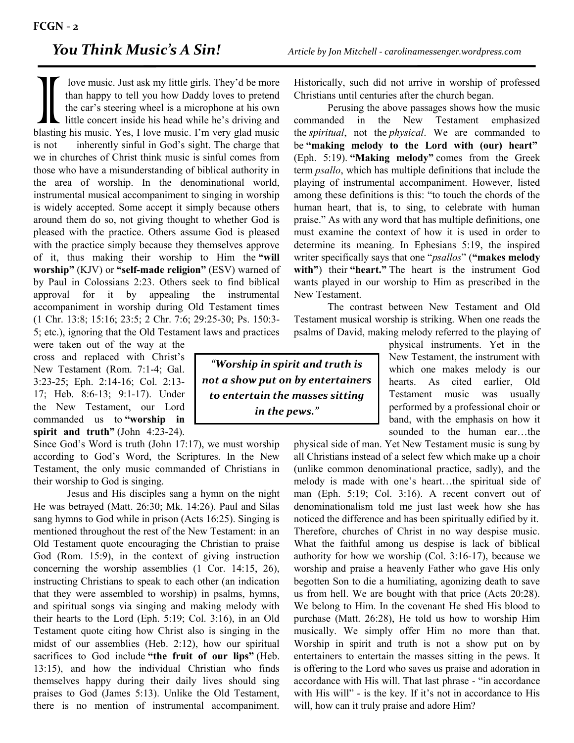## *You Think Music's A Sin!*

*Article by Jon Mitchell - carolinamessenger.wordpress.com*

I love music. Just ask my little girls. They'd be more than happy to tell you how Daddy loves to pretend the car's steering wheel is a microphone at his own little concert inside his head while he's driving and blasting his music. Yes, I love music. I'm very glad music is not inherently sinful in God's sight. The charge that we in churches of Christ think music is sinful comes from those who have a misunderstanding of biblical authority in the area of worship. In the denominational world, instrumental musical accompaniment to singing in worship is widely accepted. Some accept it simply because others around them do so, not giving thought to whether God is pleased with the practice. Others assume God is pleased with the practice simply because they themselves approve of it, thus making their worship to Him the **"will worship"** (KJV) or **"self-made religion"** (ESV) warned of by Paul in Colossians 2:23. Others seek to find biblical approval for it by appealing the instrumental accompaniment in worship during Old Testament times (1 Chr. 13:8; 15:16; 23:5; 2 Chr. 7:6; 29:25-30; Ps. 150:3-5; etc.), ignoring that the Old Testament laws and practices were taken out of the way at the cross and replaced with Christ's New Testament (Rom. 7:1-4; Gal. 3:23-25; Eph. 2:14-16; Col. 2:13-17; Heb. 8:6-13; 9:1-17). Under the New Testament, our Lord commanded us to **"worship in spirit and truth"** (John 4:23-24). Since God's Word is truth (John 17:17), we must worship according to God's Word, the Scriptures. In the New Testament, the only music commanded of Christians in their worship to God is singing.

Jesus and His disciples sang a hymn on the night He was betrayed (Matt. 26:30; Mk. 14:26). Paul and Silas sang hymns to God while in prison (Acts 16:25). Singing is mentioned throughout the rest of the New Testament: in an Old Testament quote encouraging the Christian to praise God (Rom. 15:9), in the context of giving instruction concerning the worship assemblies (1 Cor. 14:15, 26), instructing Christians to speak to each other (an indication that they were assembled to worship) in psalms, hymns, and spiritual songs via singing and making melody with their hearts to the Lord (Eph. 5:19; Col. 3:16), in an Old Testament quote citing how Christ also is singing in the midst of our assemblies (Heb. 2:12), how our spiritual sacrifices to God include **"the fruit of our lips"** (Heb. 13:15), and how the individual Christian who finds themselves happy during their daily lives should sing praises to God (James 5:13). Unlike the Old Testament, there is no mention of instrumental accompaniment. Historically, such did not arrive in worship of professed Christians until centuries after the church began.

Perusing the above passages shows how the music commanded in the New Testament emphasized the *spiritual*, not the *physical*. We are commanded to be **"making melody to the Lord with (our) heart"** (Eph. 5:19). **"Making melody"** comes from the Greek term *psallo*, which has multiple definitions that include the playing of instrumental accompaniment. However, listed among these definitions is this: "to touch the chords of the human heart, that is, to sing, to celebrate with human praise." As with any word that has multiple definitions, one must examine the context of how it is used in order to determine its meaning. In Ephesians 5:19, the inspired writer specifically says that one "*psallos*" (**"makes melody with"**) their **"heart."** The heart is the instrument God wants played in our worship to Him as prescribed in the New Testament.

The contrast between New Testament and Old Testament musical worship is striking. When one reads the psalms of David, making melody referred to the playing of physical instruments. Yet in the New Testament, the instrument with which one makes melody is our hearts. As cited earlier, Old Testament music was usually performed by a professional choir or band, with the emphasis on how it sounded to the human ear…the physical side of man. Yet New Testament music is sung by all Christians instead of a select few which make up a choir (unlike common denominational practice, sadly), and the melody is made with one's heart…the spiritual side of man (Eph. 5:19; Col. 3:16). A recent convert out of denominationalism told me just last week how she has noticed the difference and has been spiritually edified by it.

> ***"Worship in spirit and truth is not a show put on by entertainers to entertain the masses sitting in the pews."***

Therefore, churches of Christ in no way despise music. What the faithful among us despise is lack of biblical authority for how we worship (Col. 3:16-17), because we worship and praise a heavenly Father who gave His only begotten Son to die a humiliating, agonizing death to save us from hell. We are bought with that price (Acts 20:28). We belong to Him. In the covenant He shed His blood to purchase (Matt. 26:28), He told us how to worship Him musically. We simply offer Him no more than that. Worship in spirit and truth is not a show put on by entertainers to entertain the masses sitting in the pews. It is offering to the Lord who saves us praise and adoration in accordance with His will. That last phrase - "in accordance with His will" - is the key. If it's not in accordance to His will, how can it truly praise and adore Him?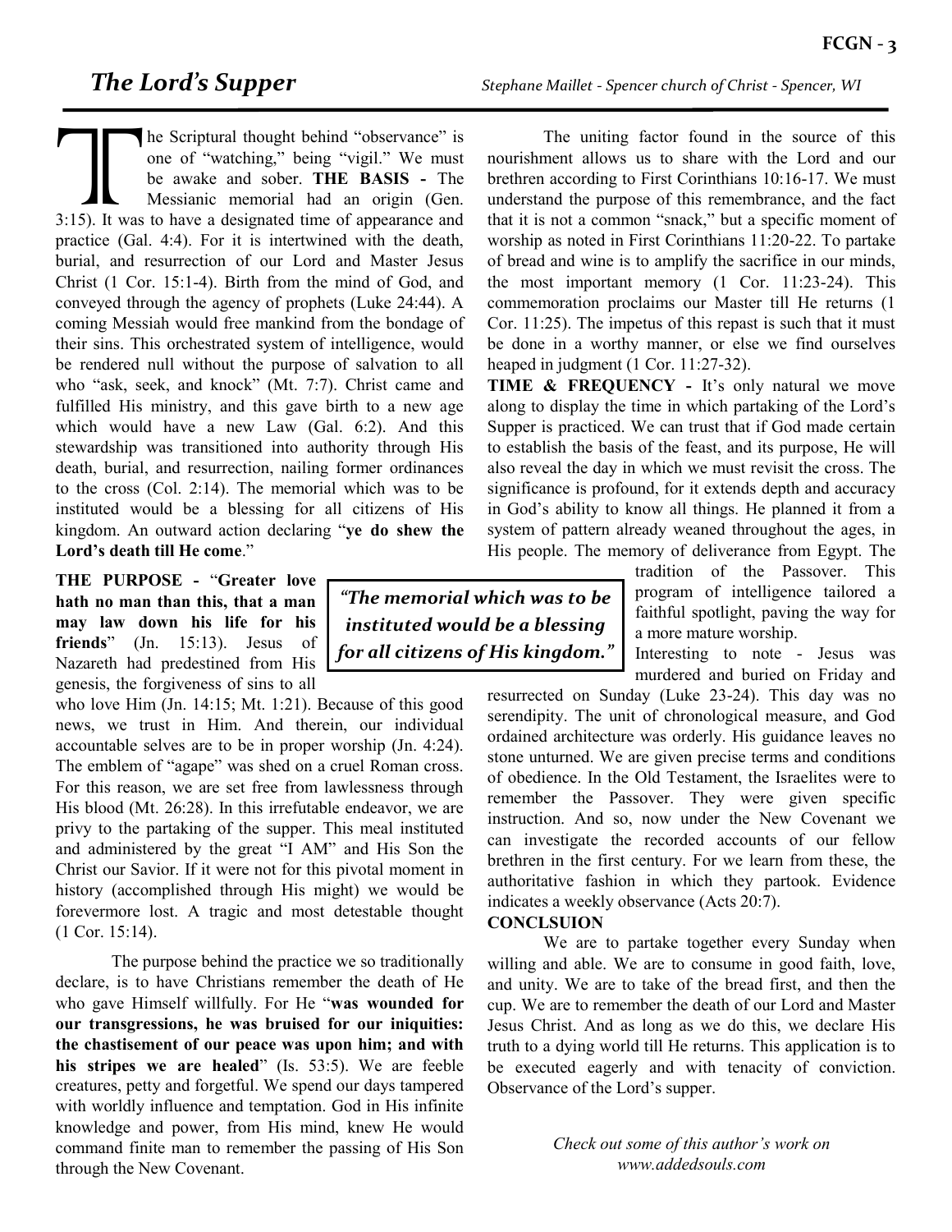## *The Lord's Supper*

*Stephane Maillet - Spencer church of Christ - Spencer, WI*

The Scriptural thought behind "observance" is one of "watching," being "vigil." We must be awake and sober. **THE BASIS -** The Messianic memorial had an origin (Gen. 3:15). It was to have a designated time of appearance and practice (Gal. 4:4). For it is intertwined with the death, burial, and resurrection of our Lord and Master Jesus Christ (1 Cor. 15:1-4). Birth from the mind of God, and conveyed through the agency of prophets (Luke 24:44). A coming Messiah would free mankind from the bondage of their sins. This orchestrated system of intelligence, would be rendered null without the purpose of salvation to all who "ask, seek, and knock" (Mt. 7:7). Christ came and fulfilled His ministry, and this gave birth to a new age which would have a new Law (Gal. 6:2). And this stewardship was transitioned into authority through His death, burial, and resurrection, nailing former ordinances to the cross (Col. 2:14). The memorial which was to be instituted would be a blessing for all citizens of His kingdom. An outward action declaring "**ye do shew the Lord's death till He come**."

**THE PURPOSE -** "**Greater love hath no man than this, that a man may law down his life for his friends**" (Jn. 15:13). Jesus of Nazareth had predestined from His genesis, the forgiveness of sins to all who love Him (Jn. 14:15; Mt. 1:21). Because of this good news, we trust in Him. And therein, our individual accountable selves are to be in proper worship (Jn. 4:24). The emblem of "agape" was shed on a cruel Roman cross. For this reason, we are set free from lawlessness through His blood (Mt. 26:28). In this irrefutable endeavor, we are privy to the partaking of the supper. This meal instituted and administered by the great "I AM" and His Son the Christ our Savior. If it were not for this pivotal moment in history (accomplished through His might) we would be forevermore lost. A tragic and most detestable thought (1 Cor. 15:14).

*"The memorial which was to be instituted would be a blessing for all citizens of His kingdom."*

The purpose behind the practice we so traditionally declare, is to have Christians remember the death of He who gave Himself willfully. For He "**was wounded for our transgressions, he was bruised for our iniquities: the chastisement of our peace was upon him; and with his stripes we are healed**" (Is. 53:5). We are feeble creatures, petty and forgetful. We spend our days tampered with worldly influence and temptation. God in His infinite knowledge and power, from His mind, knew He would command finite man to remember the passing of His Son through the New Covenant.

The uniting factor found in the source of this nourishment allows us to share with the Lord and our brethren according to First Corinthians 10:16-17. We must understand the purpose of this remembrance, and the fact that it is not a common "snack," but a specific moment of worship as noted in First Corinthians 11:20-22. To partake of bread and wine is to amplify the sacrifice in our minds, the most important memory (1 Cor. 11:23-24). This commemoration proclaims our Master till He returns (1 Cor. 11:25). The impetus of this repast is such that it must be done in a worthy manner, or else we find ourselves heaped in judgment (1 Cor. 11:27-32).

**TIME & FREQUENCY -** It's only natural we move along to display the time in which partaking of the Lord's Supper is practiced. We can trust that if God made certain to establish the basis of the feast, and its purpose, He will also reveal the day in which we must revisit the cross. The significance is profound, for it extends depth and accuracy in God's ability to know all things. He planned it from a system of pattern already weaned throughout the ages, in His people. The memory of deliverance from Egypt. The tradition of the Passover. This program of intelligence tailored a faithful spotlight, paving the way for a more mature worship.

Interesting to note - Jesus was murdered and buried on Friday and resurrected on Sunday (Luke 23-24). This day was no serendipity. The unit of chronological measure, and God ordained architecture was orderly. His guidance leaves no stone unturned. We are given precise terms and conditions of obedience. In the Old Testament, the Israelites were to remember the Passover. They were given specific instruction. And so, now under the New Covenant we can investigate the recorded accounts of our fellow brethren in the first century. For we learn from these, the authoritative fashion in which they partook. Evidence indicates a weekly observance (Acts 20:7).

**CONCLSUION**

We are to partake together every Sunday when willing and able. We are to consume in good faith, love, and unity. We are to take of the bread first, and then the cup. We are to remember the death of our Lord and Master Jesus Christ. And as long as we do this, we declare His truth to a dying world till He returns. This application is to be executed eagerly and with tenacity of conviction. Observance of the Lord's supper.

*Check out some of this author's work on www.addedsouls.com*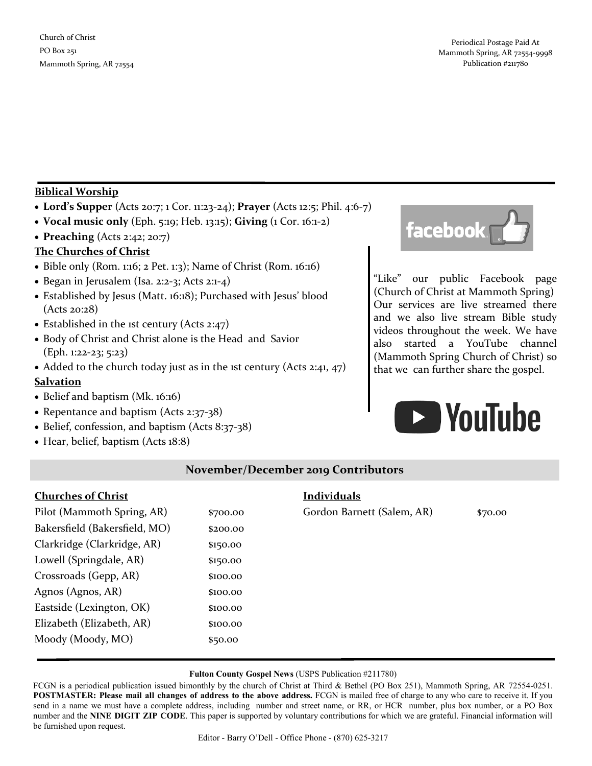Church of Christ
PO Box 251
Mammoth Spring, AR 72554

Periodical Postage Paid At
Mammoth Spring, AR 72554-9998
Publication #211780

**Biblical Worship**

- **Lord's Supper** (Acts 20:7; 1 Cor. 11:23-24); **Prayer** (Acts 12:5; Phil. 4:6-7)
- **Vocal music only** (Eph. 5:19; Heb. 13:15); **Giving** (1 Cor. 16:1-2)
- **Preaching** (Acts 2:42; 20:7)

**The Churches of Christ**

- Bible only (Rom. 1:16; 2 Pet. 1:3); Name of Christ (Rom. 16:16)
- Began in Jerusalem (Isa. 2:2-3; Acts 2:1-4)
- Established by Jesus (Matt. 16:18); Purchased with Jesus' blood (Acts 20:28)
- Established in the 1st century (Acts 2:47)
- Body of Christ and Christ alone is the Head and Savior (Eph. 1:22-23; 5:23)
- Added to the church today just as in the 1st century (Acts 2:41, 47)

**Salvation**

- Belief and baptism (Mk. 16:16)
- Repentance and baptism (Acts 2:37-38)
- Belief, confession, and baptism (Acts 8:37-38)
- Hear, belief, baptism (Acts 18:8)

"Like" our public Facebook page (Church of Christ at Mammoth Spring) Our services are live streamed there and we also live stream Bible study videos throughout the week. We have also started a YouTube channel (Mammoth Spring Church of Christ) so that we can further share the gospel.

## November/December 2019 Contributors

**Churches of Christ**

| | |
|---|---|
| Pilot (Mammoth Spring, AR) | $700.00 |
| Bakersfield (Bakersfield, MO) | $200.00 |
| Clarkridge (Clarkridge, AR) | $150.00 |
| Lowell (Springdale, AR) | $150.00 |
| Crossroads (Gepp, AR) | $100.00 |
| Agnos (Agnos, AR) | $100.00 |
| Eastside (Lexington, OK) | $100.00 |
| Elizabeth (Elizabeth, AR) | $100.00 |
| Moody (Moody, MO) | $50.00 |

**Individuals**

| | |
|---|---|
| Gordon Barnett (Salem, AR) | $70.00 |

**Fulton County Gospel News** (USPS Publication #211780)

FCGN is a periodical publication issued bimonthly by the church of Christ at Third & Bethel (PO Box 251), Mammoth Spring, AR 72554-0251. **POSTMASTER: Please mail all changes of address to the above address.** FCGN is mailed free of charge to any who care to receive it. If you send in a name we must have a complete address, including number and street name, or RR, or HCR number, plus box number, or a PO Box number and the **NINE DIGIT ZIP CODE**. This paper is supported by voluntary contributions for which we are grateful. Financial information will be furnished upon request.

Editor - Barry O'Dell - Office Phone - (870) 625-3217